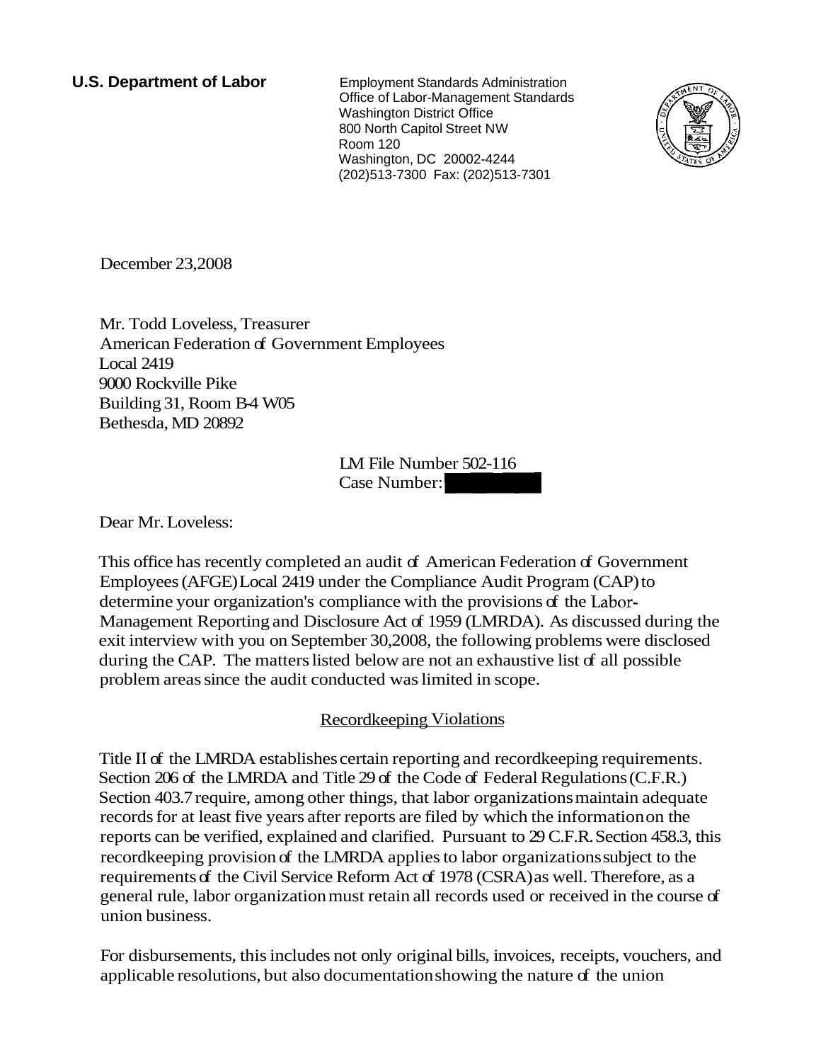**U.S. Department of Labor**

Employment Standards Administration
Office of Labor-Management Standards
Washington District Office
800 North Capitol Street NW
Room 120
Washington, DC 20002-4244
(202)513-7300 Fax: (202)513-7301

December 23,2008

Mr. Todd Loveless, Treasurer
American Federation of Government Employees
Local 2419
9000 Rockville Pike
Building 31, Room B-4 W05
Bethesda, MD 20892

LM File Number 502-116
Case Number:

Dear Mr. Loveless:

This office has recently completed an audit of American Federation of Government Employees (AFGE) Local 2419 under the Compliance Audit Program (CAP) to determine your organization's compliance with the provisions of the Labor-Management Reporting and Disclosure Act of 1959 (LMRDA). As discussed during the exit interview with you on September 30,2008, the following problems were disclosed during the CAP. The matters listed below are not an exhaustive list of all possible problem areas since the audit conducted was limited in scope.

## Recordkeeping Violations

Title II of the LMRDA establishes certain reporting and recordkeeping requirements. Section 206 of the LMRDA and Title 29 of the Code of Federal Regulations (C.F.R.) Section 403.7 require, among other things, that labor organizations maintain adequate records for at least five years after reports are filed by which the information on the reports can be verified, explained and clarified. Pursuant to 29 C.F.R. Section 458.3, this recordkeeping provision of the LMRDA applies to labor organizations subject to the requirements of the Civil Service Reform Act of 1978 (CSRA) as well. Therefore, as a general rule, labor organization must retain all records used or received in the course of union business.

For disbursements, this includes not only original bills, invoices, receipts, vouchers, and applicable resolutions, but also documentation showing the nature of the union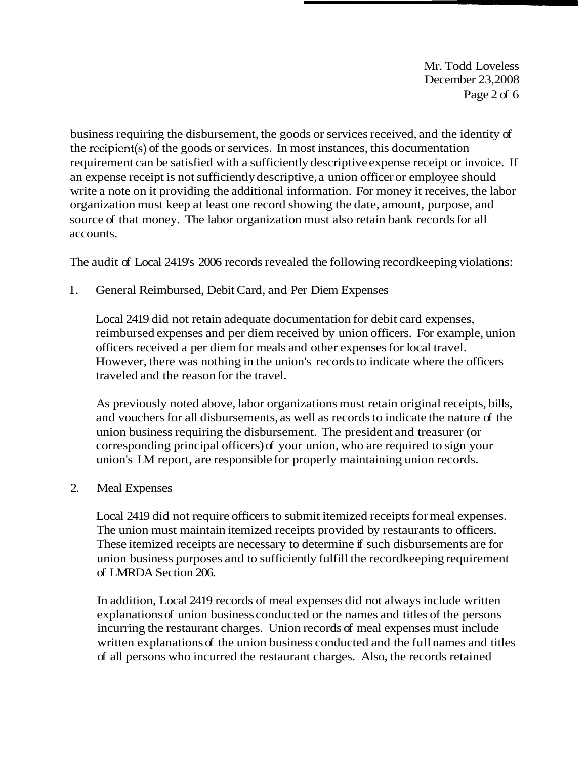business requiring the disbursement, the goods or services received, and the identity of the recipient(s) of the goods or services. In most instances, this documentation requirement can be satisfied with a sufficiently descriptive expense receipt or invoice. If an expense receipt is not sufficiently descriptive, a union officer or employee should write a note on it providing the additional information. For money it receives, the labor organization must keep at least one record showing the date, amount, purpose, and source of that money. The labor organization must also retain bank records for all accounts.

The audit of Local 2419's 2006 records revealed the following recordkeeping violations:

1. General Reimbursed, Debit Card, and Per Diem Expenses

   Local 2419 did not retain adequate documentation for debit card expenses, reimbursed expenses and per diem received by union officers. For example, union officers received a per diem for meals and other expenses for local travel. However, there was nothing in the union's records to indicate where the officers traveled and the reason for the travel.

   As previously noted above, labor organizations must retain original receipts, bills, and vouchers for all disbursements, as well as records to indicate the nature of the union business requiring the disbursement. The president and treasurer (or corresponding principal officers) of your union, who are required to sign your union's LM report, are responsible for properly maintaining union records.

2. Meal Expenses

   Local 2419 did not require officers to submit itemized receipts for meal expenses. The union must maintain itemized receipts provided by restaurants to officers. These itemized receipts are necessary to determine if such disbursements are for union business purposes and to sufficiently fulfill the recordkeeping requirement of LMRDA Section 206.

   In addition, Local 2419 records of meal expenses did not always include written explanations of union business conducted or the names and titles of the persons incurring the restaurant charges. Union records of meal expenses must include written explanations of the union business conducted and the full names and titles of all persons who incurred the restaurant charges. Also, the records retained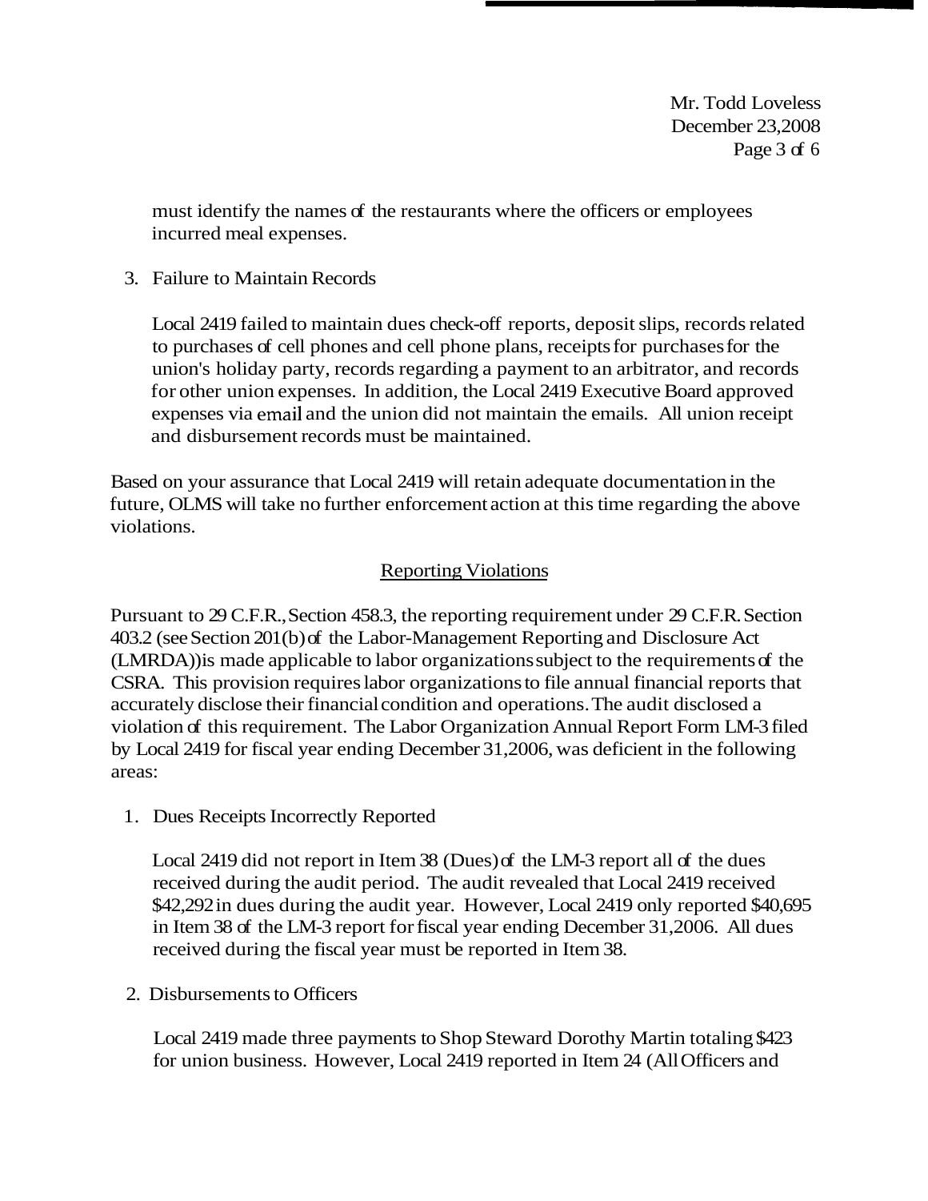must identify the names of the restaurants where the officers or employees incurred meal expenses.

3. Failure to Maintain Records

   Local 2419 failed to maintain dues check-off reports, deposit slips, records related to purchases of cell phones and cell phone plans, receipts for purchases for the union's holiday party, records regarding a payment to an arbitrator, and records for other union expenses. In addition, the Local 2419 Executive Board approved expenses via email and the union did not maintain the emails. All union receipt and disbursement records must be maintained.

Based on your assurance that Local 2419 will retain adequate documentation in the future, OLMS will take no further enforcement action at this time regarding the above violations.

## Reporting Violations

Pursuant to 29 C.F.R., Section 458.3, the reporting requirement under 29 C.F.R. Section 403.2 (see Section 201(b) of the Labor-Management Reporting and Disclosure Act (LMRDA)) is made applicable to labor organizations subject to the requirements of the CSRA. This provision requires labor organizations to file annual financial reports that accurately disclose their financial condition and operations. The audit disclosed a violation of this requirement. The Labor Organization Annual Report Form LM-3 filed by Local 2419 for fiscal year ending December 31, 2006, was deficient in the following areas:

1. Dues Receipts Incorrectly Reported

   Local 2419 did not report in Item 38 (Dues) of the LM-3 report all of the dues received during the audit period. The audit revealed that Local 2419 received $42,292 in dues during the audit year. However, Local 2419 only reported $40,695 in Item 38 of the LM-3 report for fiscal year ending December 31, 2006. All dues received during the fiscal year must be reported in Item 38.

2. Disbursements to Officers

   Local 2419 made three payments to Shop Steward Dorothy Martin totaling $423 for union business. However, Local 2419 reported in Item 24 (All Officers and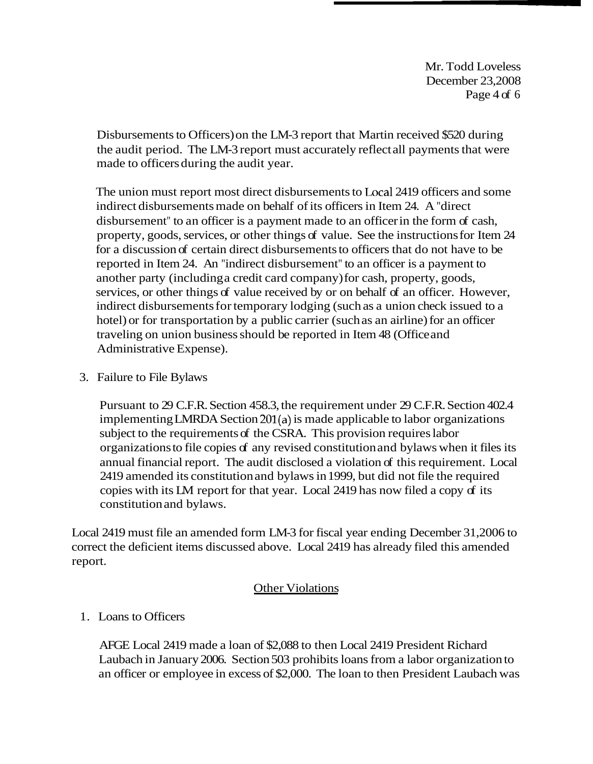Disbursements to Officers) on the LM-3 report that Martin received $520 during the audit period. The LM-3 report must accurately reflect all payments that were made to officers during the audit year.

The union must report most direct disbursements to Local 2419 officers and some indirect disbursements made on behalf of its officers in Item 24. A "direct disbursement" to an officer is a payment made to an officer in the form of cash, property, goods, services, or other things of value. See the instructions for Item 24 for a discussion of certain direct disbursements to officers that do not have to be reported in Item 24. An "indirect disbursement" to an officer is a payment to another party (including a credit card company) for cash, property, goods, services, or other things of value received by or on behalf of an officer. However, indirect disbursements for temporary lodging (such as a union check issued to a hotel) or for transportation by a public carrier (such as an airline) for an officer traveling on union business should be reported in Item 48 (Office and Administrative Expense).

3. Failure to File Bylaws

   Pursuant to 29 C.F.R. Section 458.3, the requirement under 29 C.F.R. Section 402.4 implementing LMRDA Section 201(a) is made applicable to labor organizations subject to the requirements of the CSRA. This provision requires labor organizations to file copies of any revised constitution and bylaws when it files its annual financial report. The audit disclosed a violation of this requirement. Local 2419 amended its constitution and bylaws in 1999, but did not file the required copies with its LM report for that year. Local 2419 has now filed a copy of its constitution and bylaws.

Local 2419 must file an amended form LM-3 for fiscal year ending December 31, 2006 to correct the deficient items discussed above. Local 2419 has already filed this amended report.

## Other Violations

1. Loans to Officers

   AFGE Local 2419 made a loan of $2,088 to then Local 2419 President Richard Laubach in January 2006. Section 503 prohibits loans from a labor organization to an officer or employee in excess of $2,000. The loan to then President Laubach was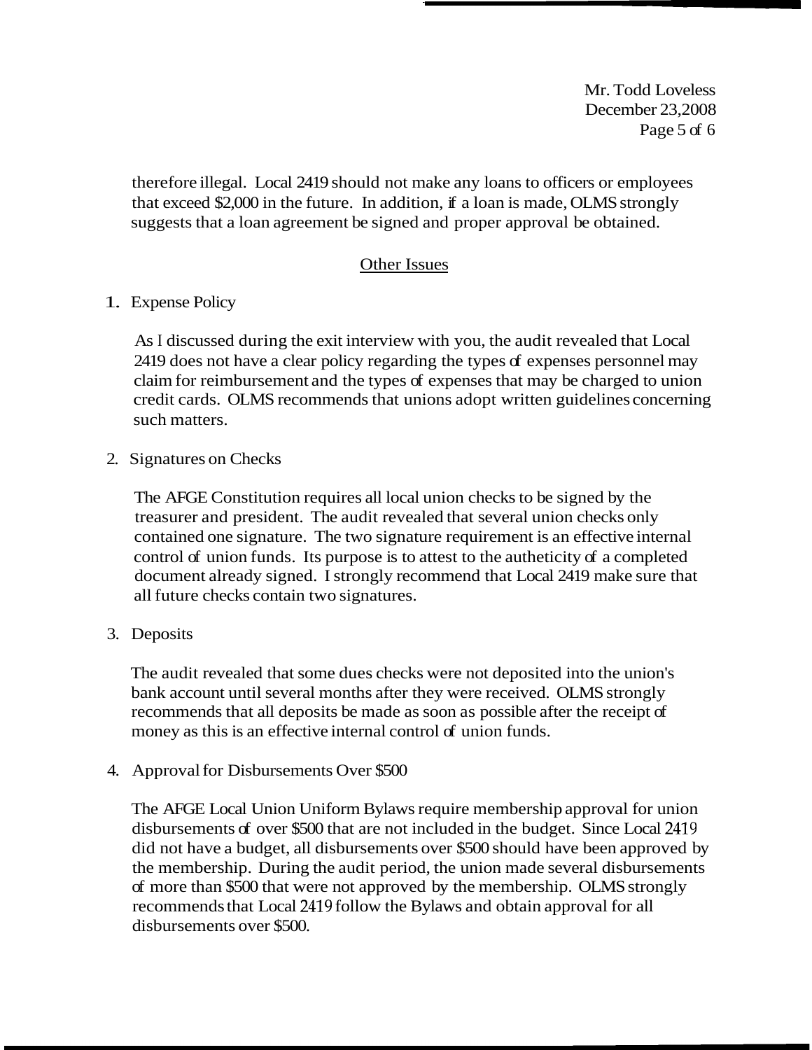therefore illegal. Local 2419 should not make any loans to officers or employees that exceed $2,000 in the future. In addition, if a loan is made, OLMS strongly suggests that a loan agreement be signed and proper approval be obtained.

## Other Issues

1. Expense Policy

   As I discussed during the exit interview with you, the audit revealed that Local 2419 does not have a clear policy regarding the types of expenses personnel may claim for reimbursement and the types of expenses that may be charged to union credit cards. OLMS recommends that unions adopt written guidelines concerning such matters.

2. Signatures on Checks

   The AFGE Constitution requires all local union checks to be signed by the treasurer and president. The audit revealed that several union checks only contained one signature. The two signature requirement is an effective internal control of union funds. Its purpose is to attest to the autheticity of a completed document already signed. I strongly recommend that Local 2419 make sure that all future checks contain two signatures.

3. Deposits

   The audit revealed that some dues checks were not deposited into the union's bank account until several months after they were received. OLMS strongly recommends that all deposits be made as soon as possible after the receipt of money as this is an effective internal control of union funds.

4. Approval for Disbursements Over $500

   The AFGE Local Union Uniform Bylaws require membership approval for union disbursements of over $500 that are not included in the budget. Since Local 2419 did not have a budget, all disbursements over $500 should have been approved by the membership. During the audit period, the union made several disbursements of more than $500 that were not approved by the membership. OLMS strongly recommends that Local 2419 follow the Bylaws and obtain approval for all disbursements over $500.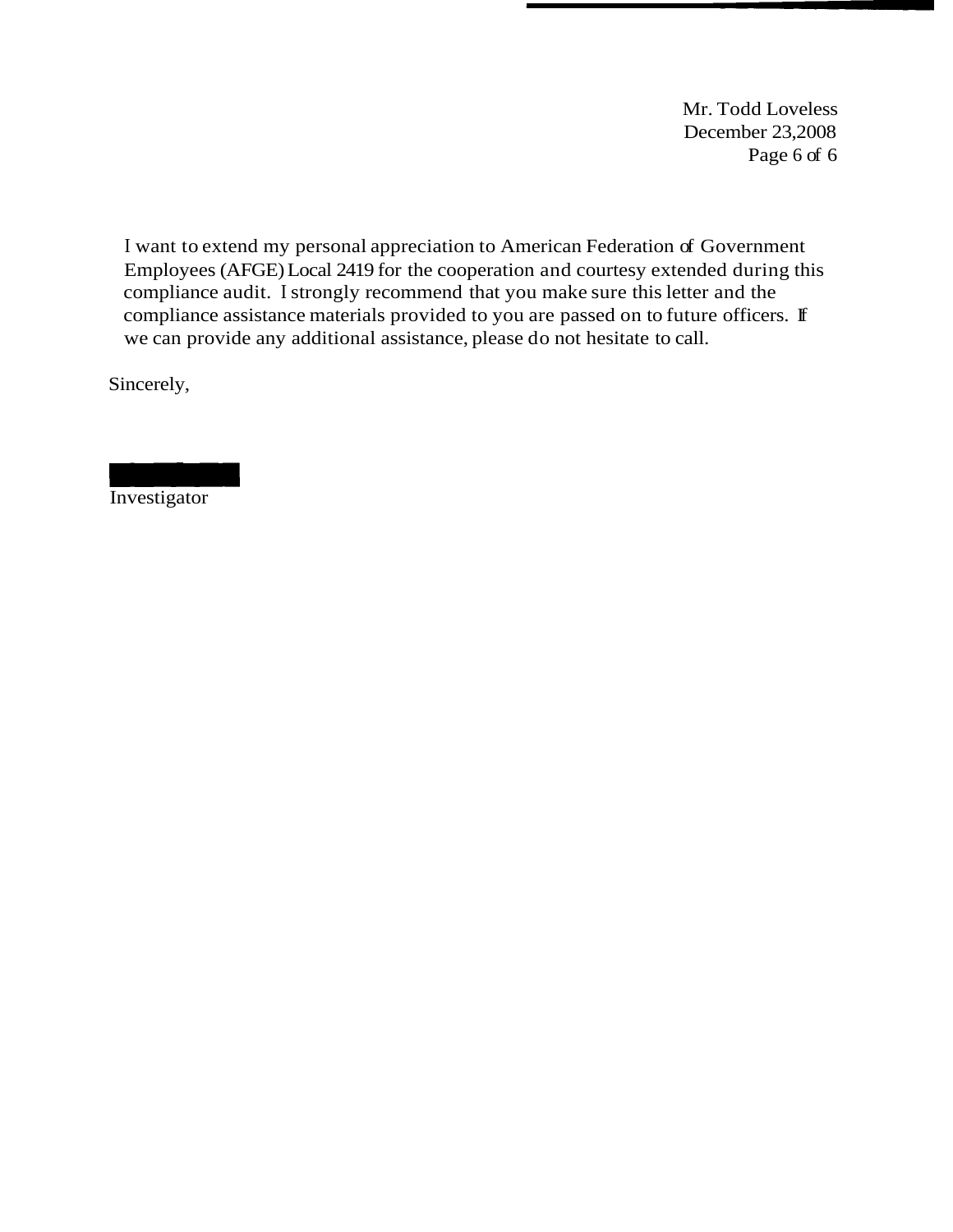Mr. Todd Loveless
December 23,2008

I want to extend my personal appreciation to American Federation of Government Employees (AFGE) Local 2419 for the cooperation and courtesy extended during this compliance audit. I strongly recommend that you make sure this letter and the compliance assistance materials provided to you are passed on to future officers. If we can provide any additional assistance, please do not hesitate to call.

Sincerely,

Investigator